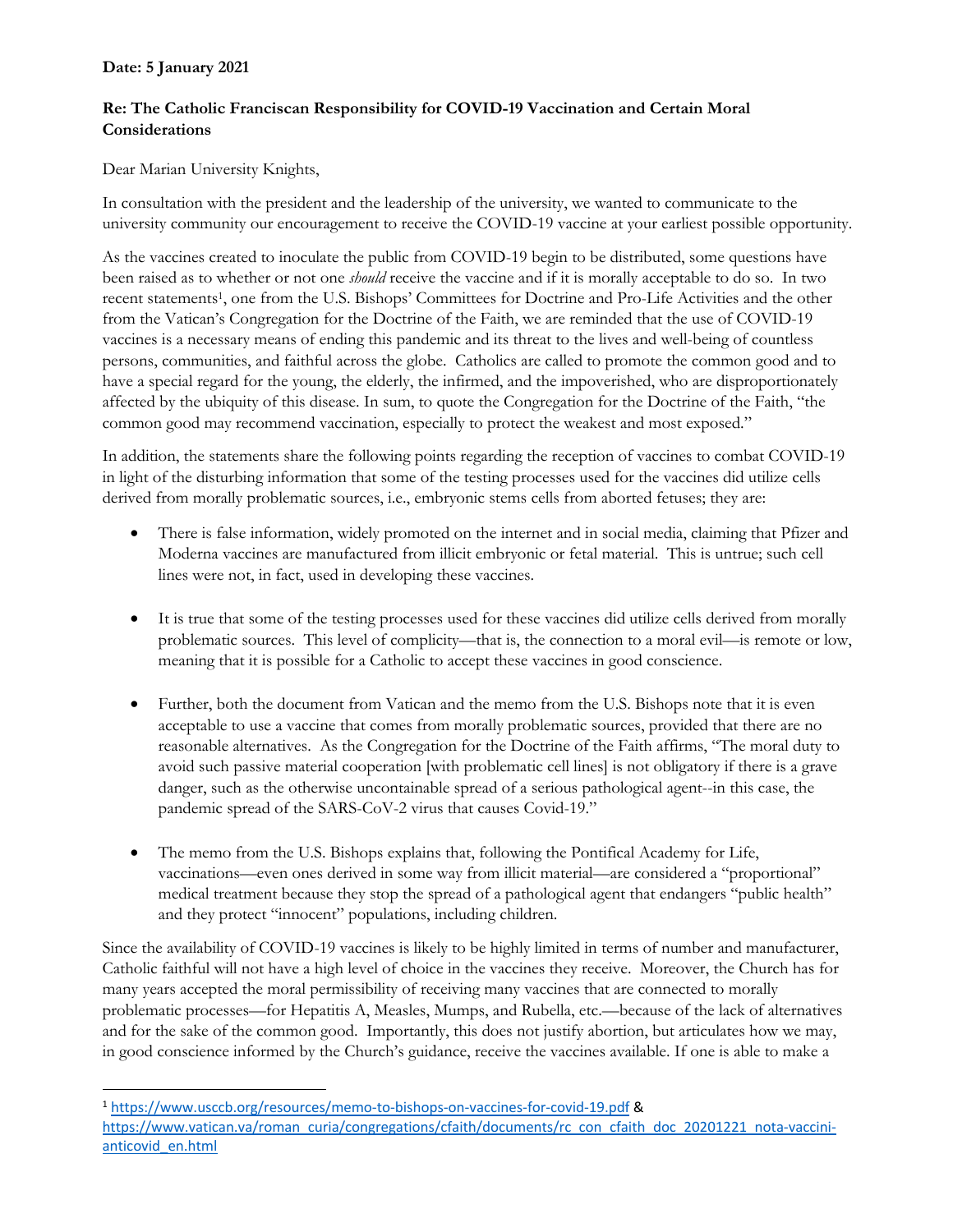**Date: 5 January 2021**

**Re: The Catholic Franciscan Responsibility for COVID-19 Vaccination and Certain Moral Considerations**

Dear Marian University Knights,

In consultation with the president and the leadership of the university, we wanted to communicate to the university community our encouragement to receive the COVID-19 vaccine at your earliest possible opportunity.

As the vaccines created to inoculate the public from COVID-19 begin to be distributed, some questions have been raised as to whether or not one *should* receive the vaccine and if it is morally acceptable to do so. In two recent statements[1], one from the U.S. Bishops' Committees for Doctrine and Pro-Life Activities and the other from the Vatican's Congregation for the Doctrine of the Faith, we are reminded that the use of COVID-19 vaccines is a necessary means of ending this pandemic and its threat to the lives and well-being of countless persons, communities, and faithful across the globe. Catholics are called to promote the common good and to have a special regard for the young, the elderly, the infirmed, and the impoverished, who are disproportionately affected by the ubiquity of this disease. In sum, to quote the Congregation for the Doctrine of the Faith, "the common good may recommend vaccination, especially to protect the weakest and most exposed."

In addition, the statements share the following points regarding the reception of vaccines to combat COVID-19 in light of the disturbing information that some of the testing processes used for the vaccines did utilize cells derived from morally problematic sources, i.e., embryonic stems cells from aborted fetuses; they are:

- There is false information, widely promoted on the internet and in social media, claiming that Pfizer and Moderna vaccines are manufactured from illicit embryonic or fetal material. This is untrue; such cell lines were not, in fact, used in developing these vaccines.

- It is true that some of the testing processes used for these vaccines did utilize cells derived from morally problematic sources. This level of complicity—that is, the connection to a moral evil—is remote or low, meaning that it is possible for a Catholic to accept these vaccines in good conscience.

- Further, both the document from Vatican and the memo from the U.S. Bishops note that it is even acceptable to use a vaccine that comes from morally problematic sources, provided that there are no reasonable alternatives. As the Congregation for the Doctrine of the Faith affirms, "The moral duty to avoid such passive material cooperation [with problematic cell lines] is not obligatory if there is a grave danger, such as the otherwise uncontainable spread of a serious pathological agent--in this case, the pandemic spread of the SARS-CoV-2 virus that causes Covid-19."

- The memo from the U.S. Bishops explains that, following the Pontifical Academy for Life, vaccinations—even ones derived in some way from illicit material—are considered a "proportional" medical treatment because they stop the spread of a pathological agent that endangers "public health" and they protect "innocent" populations, including children.

Since the availability of COVID-19 vaccines is likely to be highly limited in terms of number and manufacturer, Catholic faithful will not have a high level of choice in the vaccines they receive. Moreover, the Church has for many years accepted the moral permissibility of receiving many vaccines that are connected to morally problematic processes—for Hepatitis A, Measles, Mumps, and Rubella, etc.—because of the lack of alternatives and for the sake of the common good. Importantly, this does not justify abortion, but articulates how we may, in good conscience informed by the Church's guidance, receive the vaccines available. If one is able to make a

---

[1] https://www.usccb.org/resources/memo-to-bishops-on-vaccines-for-covid-19.pdf & https://www.vatican.va/roman_curia/congregations/cfaith/documents/rc_con_cfaith_doc_20201221_nota-vaccini-anticovid_en.html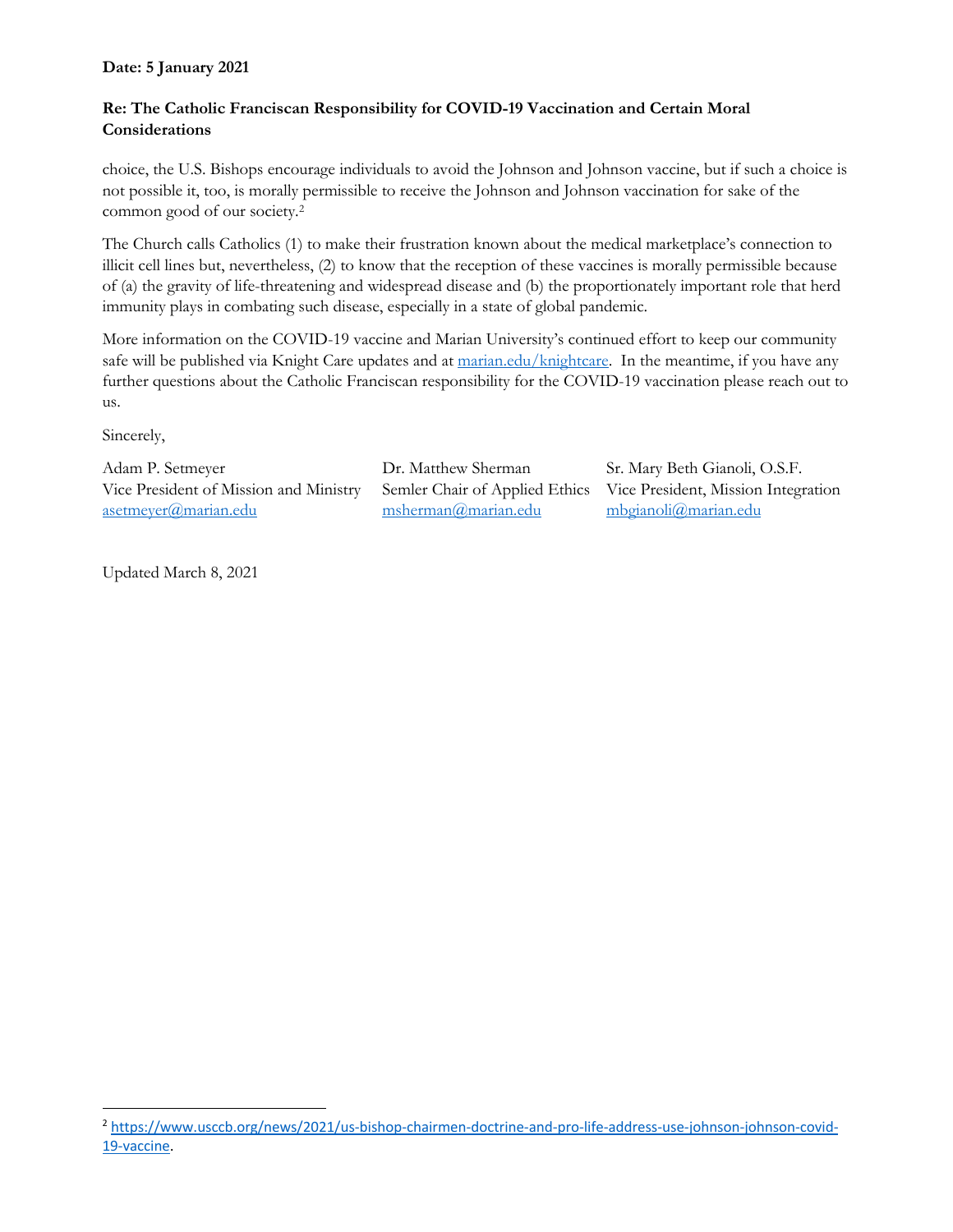**Date: 5 January 2021**

**Re: The Catholic Franciscan Responsibility for COVID-19 Vaccination and Certain Moral Considerations**

choice, the U.S. Bishops encourage individuals to avoid the Johnson and Johnson vaccine, but if such a choice is not possible it, too, is morally permissible to receive the Johnson and Johnson vaccination for sake of the common good of our society.[2]

The Church calls Catholics (1) to make their frustration known about the medical marketplace's connection to illicit cell lines but, nevertheless, (2) to know that the reception of these vaccines is morally permissible because of (a) the gravity of life-threatening and widespread disease and (b) the proportionately important role that herd immunity plays in combating such disease, especially in a state of global pandemic.

More information on the COVID-19 vaccine and Marian University's continued effort to keep our community safe will be published via Knight Care updates and at marian.edu/knightcare. In the meantime, if you have any further questions about the Catholic Franciscan responsibility for the COVID-19 vaccination please reach out to us.

Sincerely,

Adam P. Setmeyer
Vice President of Mission and Ministry
asetmeyer@marian.edu

Dr. Matthew Sherman
Semler Chair of Applied Ethics
msherman@marian.edu

Sr. Mary Beth Gianoli, O.S.F.
Vice President, Mission Integration
mbgianoli@marian.edu

Updated March 8, 2021

---

[2] https://www.usccb.org/news/2021/us-bishop-chairmen-doctrine-and-pro-life-address-use-johnson-johnson-covid-19-vaccine.